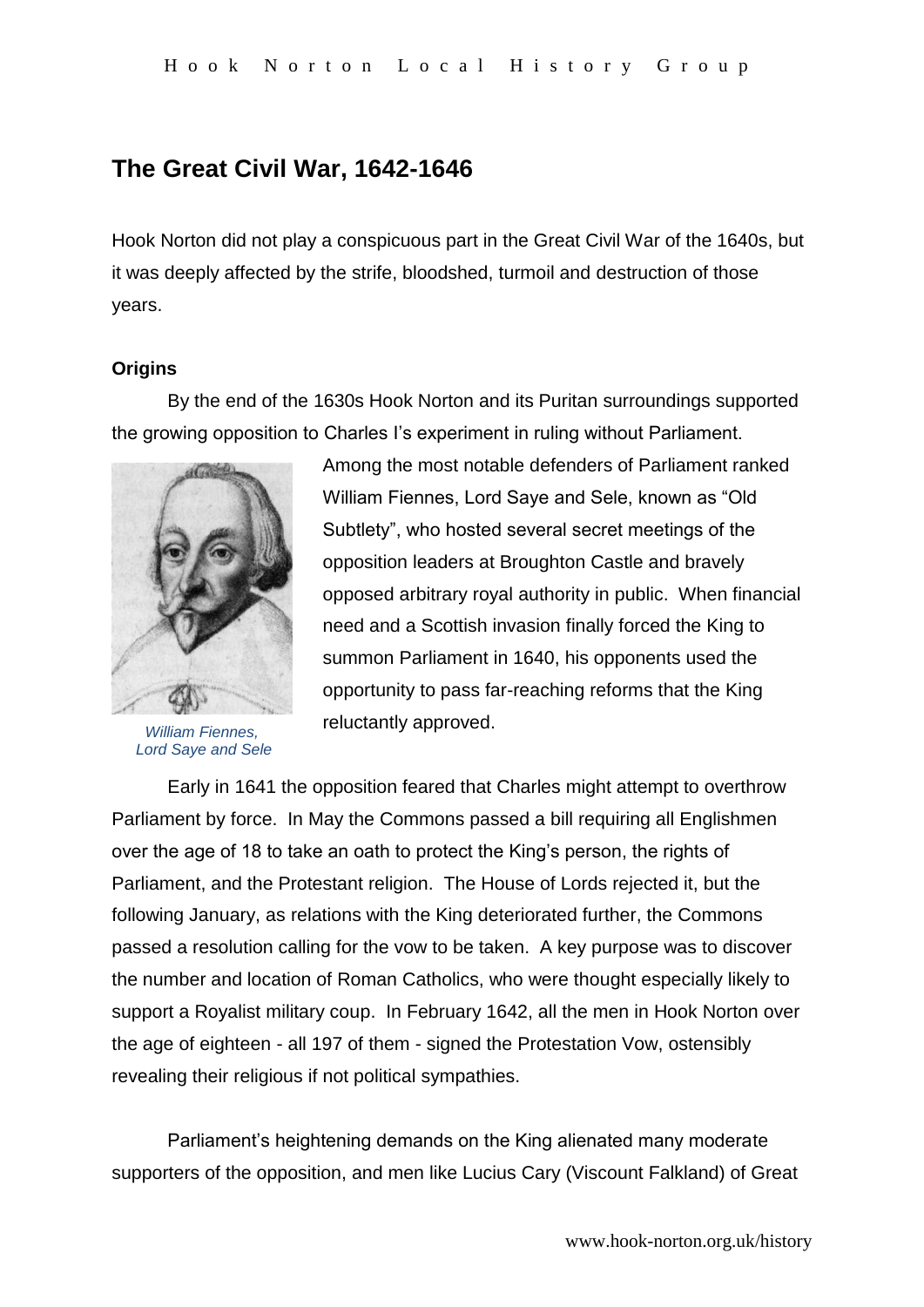# The Great Civil War, 1642-1646

Hook Norton did not play a conspicuous part in the Great Civil War of the 1640s, but it was deeply affected by the strife, bloodshed, turmoil and destruction of those years.

### Origins

By the end of the 1630s Hook Norton and its Puritan surroundings supported the growing opposition to Charles I's experiment in ruling without Parliament.

*William Fiennes, Lord Saye and Sele*

Among the most notable defenders of Parliament ranked William Fiennes, Lord Saye and Sele, known as "Old Subtlety", who hosted several secret meetings of the opposition leaders at Broughton Castle and bravely opposed arbitrary royal authority in public. When financial need and a Scottish invasion finally forced the King to summon Parliament in 1640, his opponents used the opportunity to pass far-reaching reforms that the King reluctantly approved.

Early in 1641 the opposition feared that Charles might attempt to overthrow Parliament by force. In May the Commons passed a bill requiring all Englishmen over the age of 18 to take an oath to protect the King's person, the rights of Parliament, and the Protestant religion. The House of Lords rejected it, but the following January, as relations with the King deteriorated further, the Commons passed a resolution calling for the vow to be taken. A key purpose was to discover the number and location of Roman Catholics, who were thought especially likely to support a Royalist military coup. In February 1642, all the men in Hook Norton over the age of eighteen - all 197 of them - signed the Protestation Vow, ostensibly revealing their religious if not political sympathies.

Parliament's heightening demands on the King alienated many moderate supporters of the opposition, and men like Lucius Cary (Viscount Falkland) of Great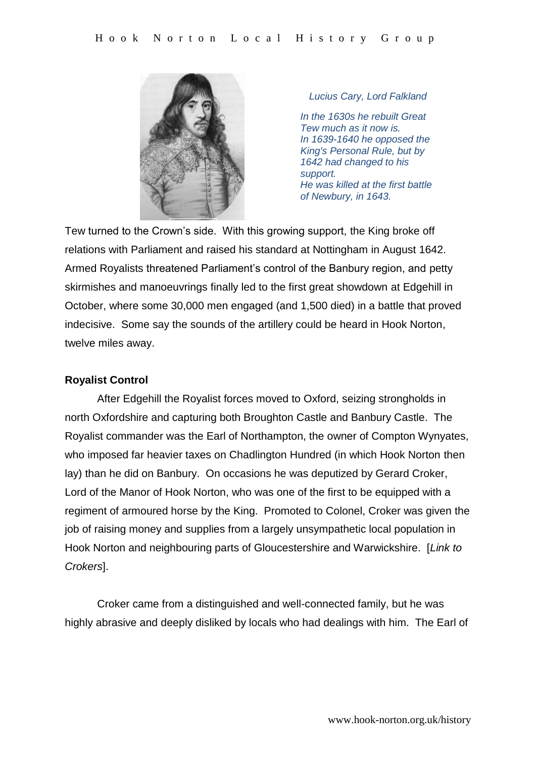*Lucius Cary, Lord Falkland*

*In the 1630s he rebuilt Great Tew much as it now is.*
*In 1639-1640 he opposed the King's Personal Rule, but by 1642 had changed to his support.*
*He was killed at the first battle of Newbury, in 1643.*

Tew turned to the Crown's side. With this growing support, the King broke off relations with Parliament and raised his standard at Nottingham in August 1642. Armed Royalists threatened Parliament's control of the Banbury region, and petty skirmishes and manoeuvrings finally led to the first great showdown at Edgehill in October, where some 30,000 men engaged (and 1,500 died) in a battle that proved indecisive. Some say the sounds of the artillery could be heard in Hook Norton, twelve miles away.

**Royalist Control**

After Edgehill the Royalist forces moved to Oxford, seizing strongholds in north Oxfordshire and capturing both Broughton Castle and Banbury Castle. The Royalist commander was the Earl of Northampton, the owner of Compton Wynyates, who imposed far heavier taxes on Chadlington Hundred (in which Hook Norton then lay) than he did on Banbury. On occasions he was deputized by Gerard Croker, Lord of the Manor of Hook Norton, who was one of the first to be equipped with a regiment of armoured horse by the King. Promoted to Colonel, Croker was given the job of raising money and supplies from a largely unsympathetic local population in Hook Norton and neighbouring parts of Gloucestershire and Warwickshire. [*Link to Crokers*].

Croker came from a distinguished and well-connected family, but he was highly abrasive and deeply disliked by locals who had dealings with him. The Earl of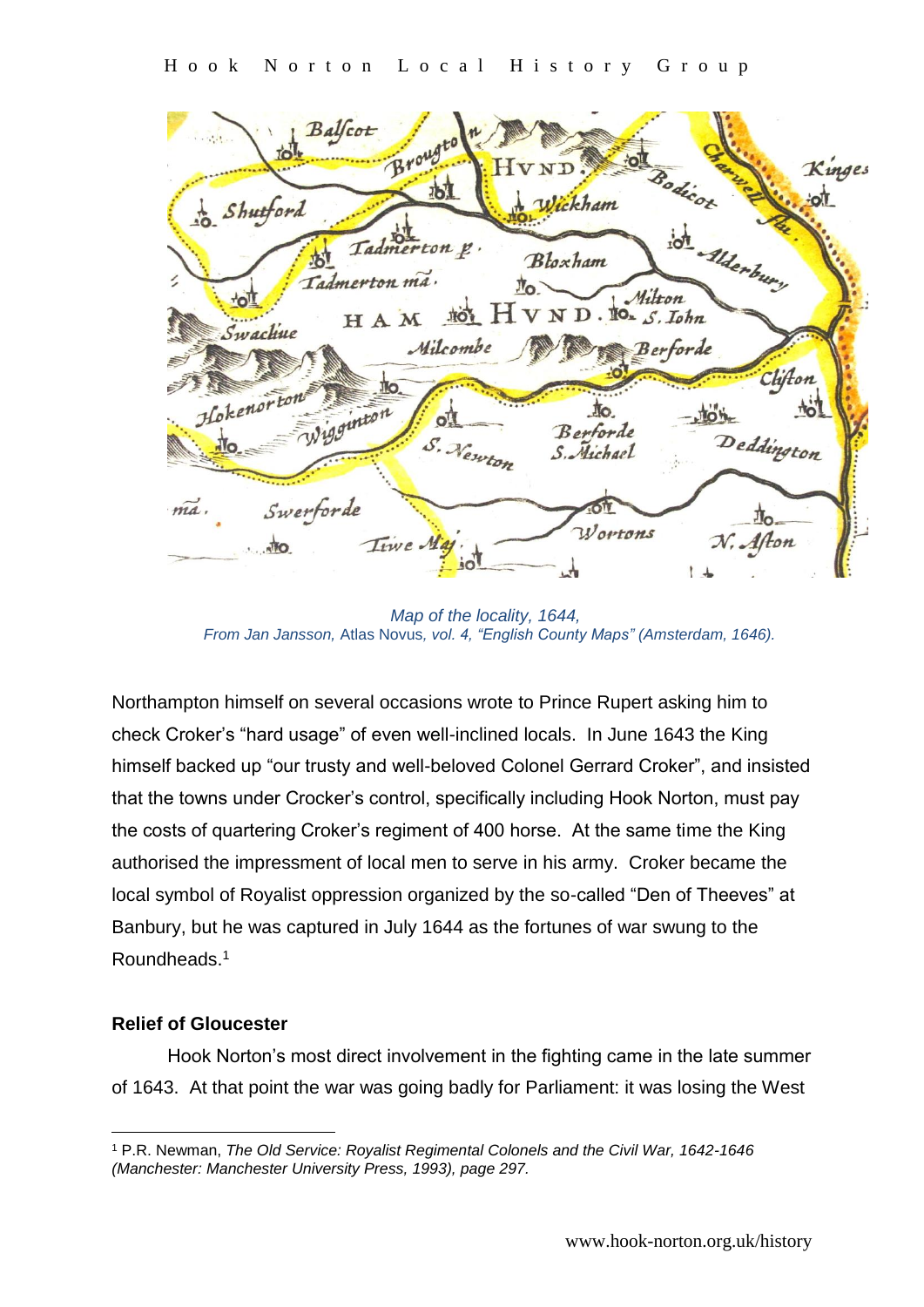*Map of the locality, 1644,*
*From Jan Jansson,* Atlas Novus*, vol. 4, "English County Maps" (Amsterdam, 1646).*

Northampton himself on several occasions wrote to Prince Rupert asking him to check Croker's "hard usage" of even well-inclined locals. In June 1643 the King himself backed up "our trusty and well-beloved Colonel Gerrard Croker", and insisted that the towns under Crocker's control, specifically including Hook Norton, must pay the costs of quartering Croker's regiment of 400 horse. At the same time the King authorised the impressment of local men to serve in his army. Croker became the local symbol of Royalist oppression organized by the so-called "Den of Theeves" at Banbury, but he was captured in July 1644 as the fortunes of war swung to the Roundheads.[1]

**Relief of Gloucester**

Hook Norton's most direct involvement in the fighting came in the late summer of 1643. At that point the war was going badly for Parliament: it was losing the West

[1] P.R. Newman, *The Old Service: Royalist Regimental Colonels and the Civil War, 1642-1646 (Manchester: Manchester University Press, 1993), page 297.*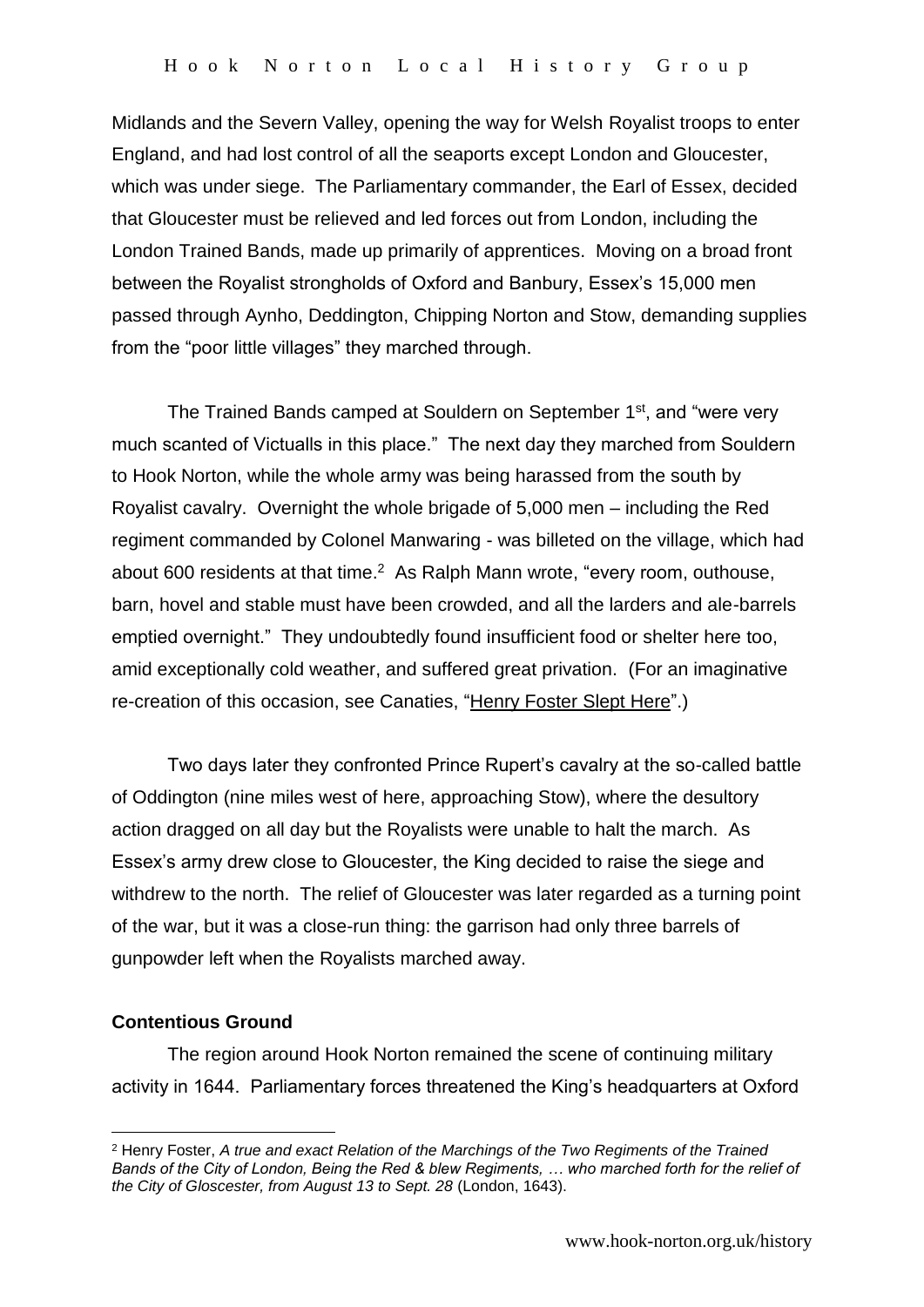Midlands and the Severn Valley, opening the way for Welsh Royalist troops to enter England, and had lost control of all the seaports except London and Gloucester, which was under siege. The Parliamentary commander, the Earl of Essex, decided that Gloucester must be relieved and led forces out from London, including the London Trained Bands, made up primarily of apprentices. Moving on a broad front between the Royalist strongholds of Oxford and Banbury, Essex's 15,000 men passed through Aynho, Deddington, Chipping Norton and Stow, demanding supplies from the "poor little villages" they marched through.

The Trained Bands camped at Souldern on September 1st, and "were very much scanted of Victualls in this place." The next day they marched from Souldern to Hook Norton, while the whole army was being harassed from the south by Royalist cavalry. Overnight the whole brigade of 5,000 men – including the Red regiment commanded by Colonel Manwaring - was billeted on the village, which had about 600 residents at that time.[2] As Ralph Mann wrote, "every room, outhouse, barn, hovel and stable must have been crowded, and all the larders and ale-barrels emptied overnight." They undoubtedly found insufficient food or shelter here too, amid exceptionally cold weather, and suffered great privation. (For an imaginative re-creation of this occasion, see Canaties, "Henry Foster Slept Here".)

Two days later they confronted Prince Rupert's cavalry at the so-called battle of Oddington (nine miles west of here, approaching Stow), where the desultory action dragged on all day but the Royalists were unable to halt the march. As Essex's army drew close to Gloucester, the King decided to raise the siege and withdrew to the north. The relief of Gloucester was later regarded as a turning point of the war, but it was a close-run thing: the garrison had only three barrels of gunpowder left when the Royalists marched away.

**Contentious Ground**

The region around Hook Norton remained the scene of continuing military activity in 1644. Parliamentary forces threatened the King's headquarters at Oxford

[2] Henry Foster, *A true and exact Relation of the Marchings of the Two Regiments of the Trained Bands of the City of London, Being the Red & blew Regiments, … who marched forth for the relief of the City of Gloscester, from August 13 to Sept. 28* (London, 1643).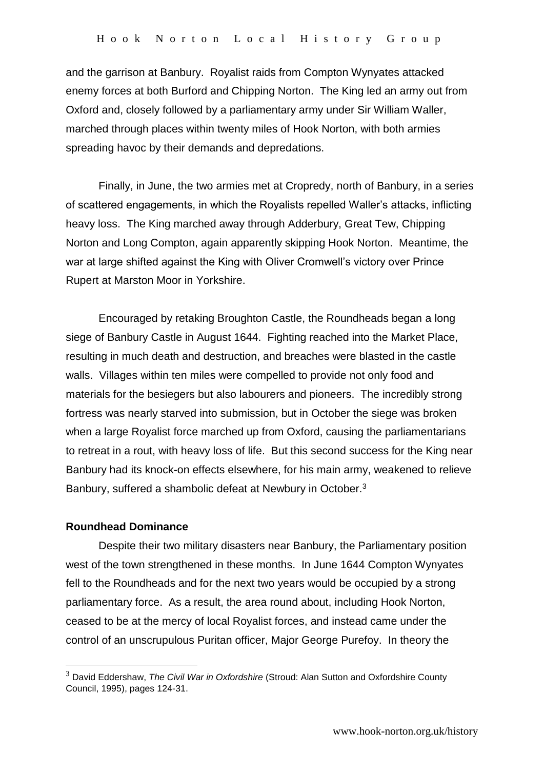and the garrison at Banbury. Royalist raids from Compton Wynyates attacked enemy forces at both Burford and Chipping Norton. The King led an army out from Oxford and, closely followed by a parliamentary army under Sir William Waller, marched through places within twenty miles of Hook Norton, with both armies spreading havoc by their demands and depredations.

Finally, in June, the two armies met at Cropredy, north of Banbury, in a series of scattered engagements, in which the Royalists repelled Waller's attacks, inflicting heavy loss. The King marched away through Adderbury, Great Tew, Chipping Norton and Long Compton, again apparently skipping Hook Norton. Meantime, the war at large shifted against the King with Oliver Cromwell's victory over Prince Rupert at Marston Moor in Yorkshire.

Encouraged by retaking Broughton Castle, the Roundheads began a long siege of Banbury Castle in August 1644. Fighting reached into the Market Place, resulting in much death and destruction, and breaches were blasted in the castle walls. Villages within ten miles were compelled to provide not only food and materials for the besiegers but also labourers and pioneers. The incredibly strong fortress was nearly starved into submission, but in October the siege was broken when a large Royalist force marched up from Oxford, causing the parliamentarians to retreat in a rout, with heavy loss of life. But this second success for the King near Banbury had its knock-on effects elsewhere, for his main army, weakened to relieve Banbury, suffered a shambolic defeat at Newbury in October.[3]

**Roundhead Dominance**

Despite their two military disasters near Banbury, the Parliamentary position west of the town strengthened in these months. In June 1644 Compton Wynyates fell to the Roundheads and for the next two years would be occupied by a strong parliamentary force. As a result, the area round about, including Hook Norton, ceased to be at the mercy of local Royalist forces, and instead came under the control of an unscrupulous Puritan officer, Major George Purefoy. In theory the

[3] David Eddershaw, *The Civil War in Oxfordshire* (Stroud: Alan Sutton and Oxfordshire County Council, 1995), pages 124-31.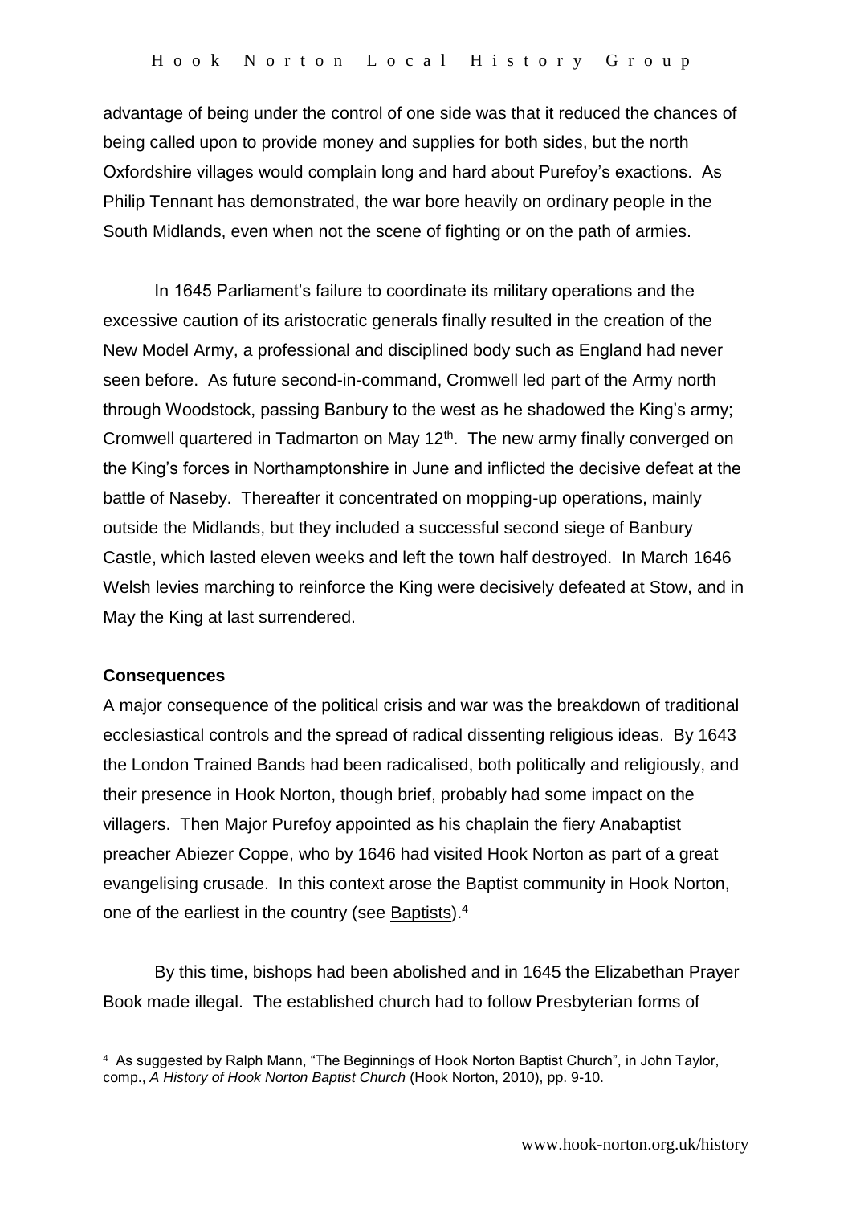advantage of being under the control of one side was that it reduced the chances of being called upon to provide money and supplies for both sides, but the north Oxfordshire villages would complain long and hard about Purefoy's exactions. As Philip Tennant has demonstrated, the war bore heavily on ordinary people in the South Midlands, even when not the scene of fighting or on the path of armies.

In 1645 Parliament's failure to coordinate its military operations and the excessive caution of its aristocratic generals finally resulted in the creation of the New Model Army, a professional and disciplined body such as England had never seen before. As future second-in-command, Cromwell led part of the Army north through Woodstock, passing Banbury to the west as he shadowed the King's army; Cromwell quartered in Tadmarton on May 12th. The new army finally converged on the King's forces in Northamptonshire in June and inflicted the decisive defeat at the battle of Naseby. Thereafter it concentrated on mopping-up operations, mainly outside the Midlands, but they included a successful second siege of Banbury Castle, which lasted eleven weeks and left the town half destroyed. In March 1646 Welsh levies marching to reinforce the King were decisively defeated at Stow, and in May the King at last surrendered.

**Consequences**

A major consequence of the political crisis and war was the breakdown of traditional ecclesiastical controls and the spread of radical dissenting religious ideas. By 1643 the London Trained Bands had been radicalised, both politically and religiously, and their presence in Hook Norton, though brief, probably had some impact on the villagers. Then Major Purefoy appointed as his chaplain the fiery Anabaptist preacher Abiezer Coppe, who by 1646 had visited Hook Norton as part of a great evangelising crusade. In this context arose the Baptist community in Hook Norton, one of the earliest in the country (see Baptists).[4]

By this time, bishops had been abolished and in 1645 the Elizabethan Prayer Book made illegal. The established church had to follow Presbyterian forms of

---

[4] As suggested by Ralph Mann, "The Beginnings of Hook Norton Baptist Church", in John Taylor, comp., *A History of Hook Norton Baptist Church* (Hook Norton, 2010), pp. 9-10.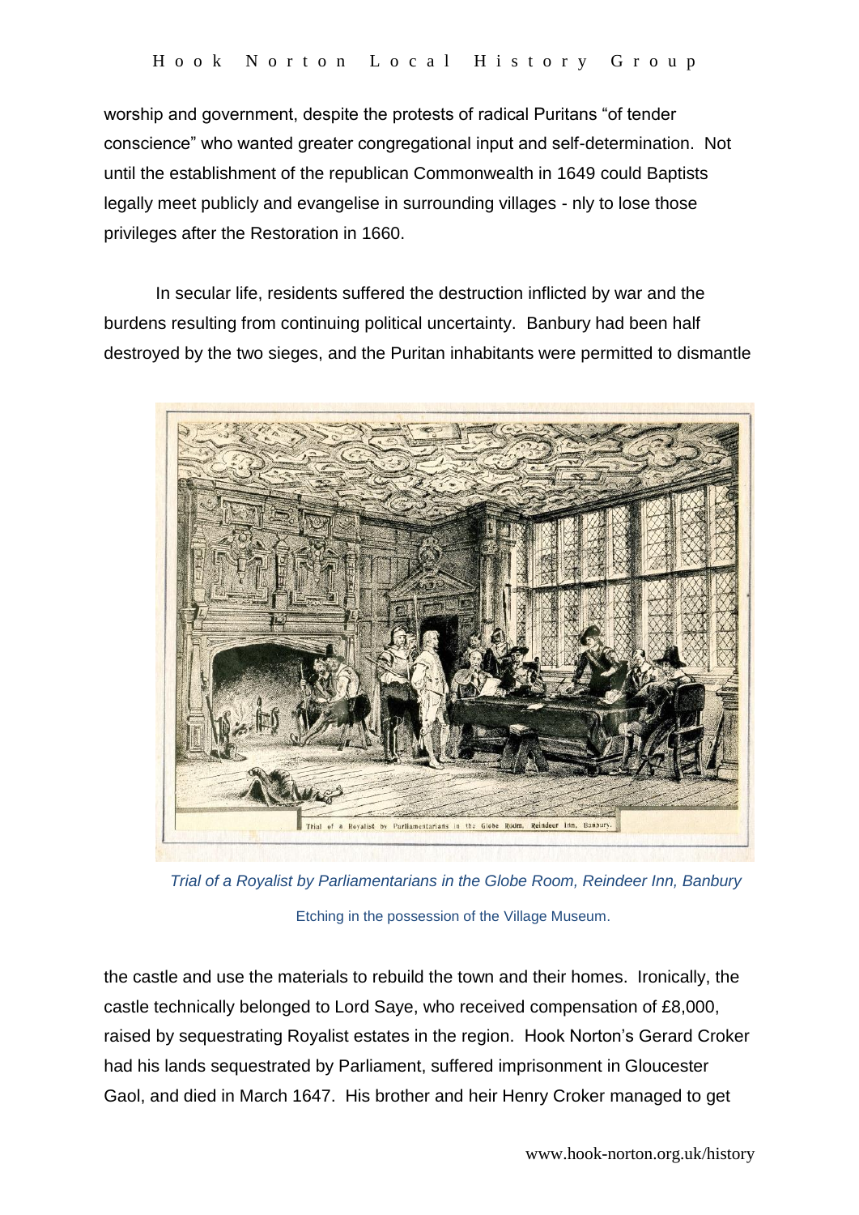worship and government, despite the protests of radical Puritans "of tender conscience" who wanted greater congregational input and self-determination. Not until the establishment of the republican Commonwealth in 1649 could Baptists legally meet publicly and evangelise in surrounding villages - nly to lose those privileges after the Restoration in 1660.

In secular life, residents suffered the destruction inflicted by war and the burdens resulting from continuing political uncertainty. Banbury had been half destroyed by the two sieges, and the Puritan inhabitants were permitted to dismantle the castle and use the materials to rebuild the town and their homes. Ironically, the castle technically belonged to Lord Saye, who received compensation of £8,000, raised by sequestrating Royalist estates in the region. Hook Norton's Gerard Croker had his lands sequestrated by Parliament, suffered imprisonment in Gloucester Gaol, and died in March 1647. His brother and heir Henry Croker managed to get

*Trial of a Royalist by Parliamentarians in the Globe Room, Reindeer Inn, Banbury*

Etching in the possession of the Village Museum.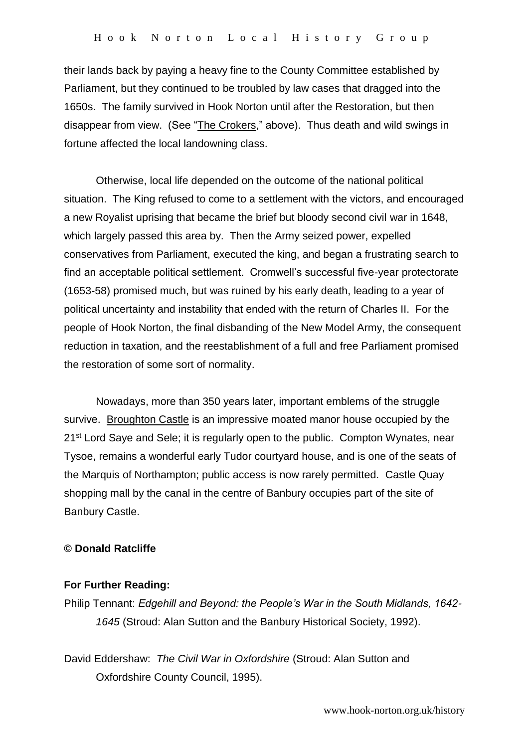their lands back by paying a heavy fine to the County Committee established by Parliament, but they continued to be troubled by law cases that dragged into the 1650s. The family survived in Hook Norton until after the Restoration, but then disappear from view. (See "The Crokers," above). Thus death and wild swings in fortune affected the local landowning class.

Otherwise, local life depended on the outcome of the national political situation. The King refused to come to a settlement with the victors, and encouraged a new Royalist uprising that became the brief but bloody second civil war in 1648, which largely passed this area by. Then the Army seized power, expelled conservatives from Parliament, executed the king, and began a frustrating search to find an acceptable political settlement. Cromwell's successful five-year protectorate (1653-58) promised much, but was ruined by his early death, leading to a year of political uncertainty and instability that ended with the return of Charles II. For the people of Hook Norton, the final disbanding of the New Model Army, the consequent reduction in taxation, and the reestablishment of a full and free Parliament promised the restoration of some sort of normality.

Nowadays, more than 350 years later, important emblems of the struggle survive. Broughton Castle is an impressive moated manor house occupied by the 21st Lord Saye and Sele; it is regularly open to the public. Compton Wynates, near Tysoe, remains a wonderful early Tudor courtyard house, and is one of the seats of the Marquis of Northampton; public access is now rarely permitted. Castle Quay shopping mall by the canal in the centre of Banbury occupies part of the site of Banbury Castle.

**© Donald Ratcliffe**

**For Further Reading:**

Philip Tennant: *Edgehill and Beyond: the People's War in the South Midlands, 1642-1645* (Stroud: Alan Sutton and the Banbury Historical Society, 1992).

David Eddershaw: *The Civil War in Oxfordshire* (Stroud: Alan Sutton and Oxfordshire County Council, 1995).